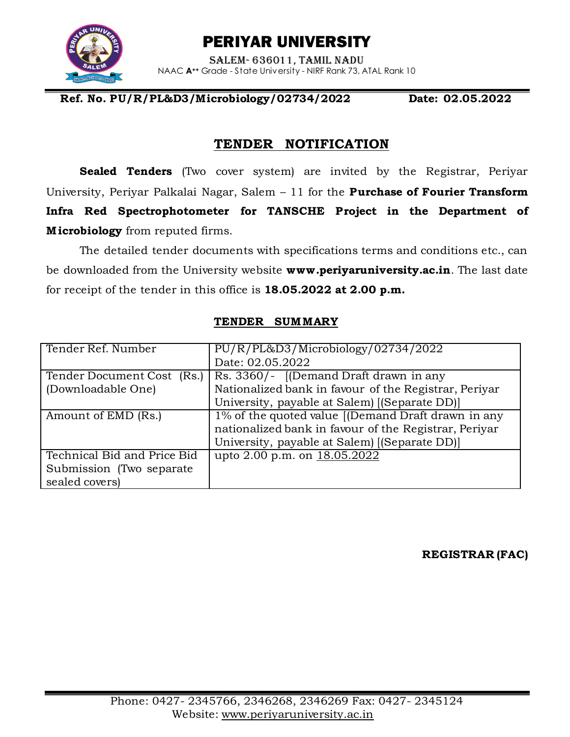# PERIYAR UNIVERSITY

SALEM- 636011, TAMIL NADU

NAAC **A++** Grade - State University - NIRF Rank 73, ATAL Rank 10

**Ref. No. PU/R/PL&D3/Microbiology/02734/2022** **Date: 02.05.2022**

## TENDER NOTIFICATION

**Sealed Tenders** (Two cover system) are invited by the Registrar, Periyar University, Periyar Palkalai Nagar, Salem – 11 for the **Purchase of Fourier Transform Infra Red Spectrophotometer for TANSCHE Project in the Department of Microbiology** from reputed firms.

The detailed tender documents with specifications terms and conditions etc., can be downloaded from the University website **www.periyaruniversity.ac.in**. The last date for receipt of the tender in this office is **18.05.2022 at 2.00 p.m.**

### TENDER SUMMARY

| | |
|---|---|
| Tender Ref. Number | PU/R/PL&D3/Microbiology/02734/2022<br>Date: 02.05.2022 |
| Tender Document Cost (Rs.) (Downloadable One) | Rs. 3360/- [(Demand Draft drawn in any Nationalized bank in favour of the Registrar, Periyar University, payable at Salem) [(Separate DD)] |
| Amount of EMD (Rs.) | 1% of the quoted value [(Demand Draft drawn in any nationalized bank in favour of the Registrar, Periyar University, payable at Salem) [(Separate DD)] |
| Technical Bid and Price Bid Submission (Two separate sealed covers) | upto 2.00 p.m. on 18.05.2022 |

**REGISTRAR (FAC)**

Phone: 0427- 2345766, 2346268, 2346269 Fax: 0427- 2345124
Website: www.periyaruniversity.ac.in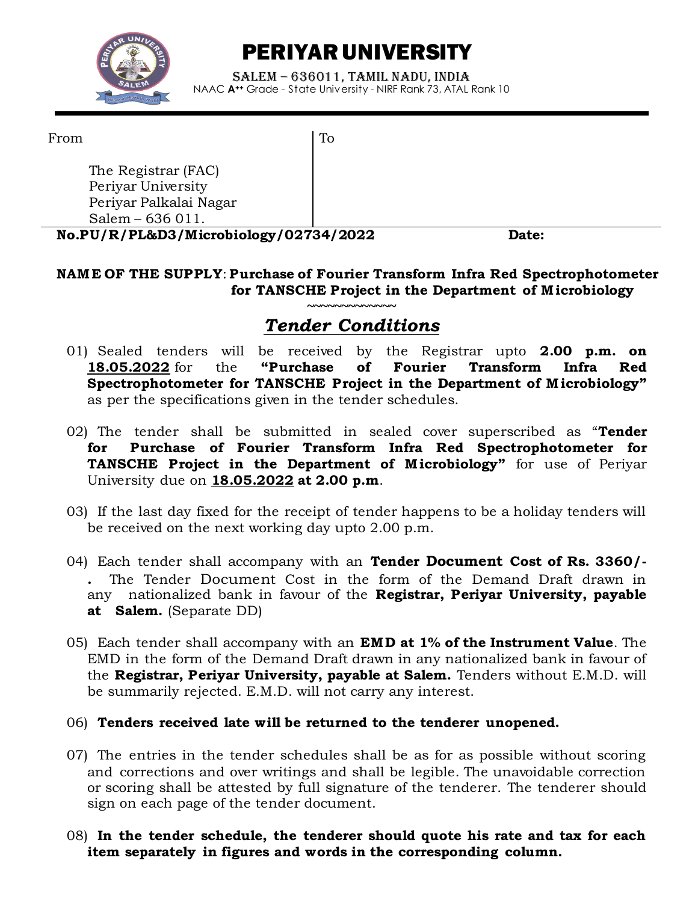# PERIYAR UNIVERSITY

SALEM – 636011, TAMIL NADU, INDIA

NAAC **A++** Grade - State University - NIRF Rank 73, ATAL Rank 10

| From | To |
|---|---|
| The Registrar (FAC)<br>Periyar University<br>Periyar Palkalai Nagar<br>Salem – 636 011. | |

**No.PU/R/PL&D3/Microbiology/02734/2022** **Date:**

**NAME OF THE SUPPLY**: **Purchase of Fourier Transform Infra Red Spectrophotometer for TANSCHE Project in the Department of Microbiology**

~~~~~~~~~~~~~

## *Tender Conditions*

01) Sealed tenders will be received by the Registrar upto **2.00 p.m. on 18.05.2022** for the **"Purchase of Fourier Transform Infra Red Spectrophotometer for TANSCHE Project in the Department of Microbiology"** as per the specifications given in the tender schedules.

02) The tender shall be submitted in sealed cover superscribed as "**Tender for Purchase of Fourier Transform Infra Red Spectrophotometer for TANSCHE Project in the Department of Microbiology"** for use of Periyar University due on **18.05.2022 at 2.00 p.m**.

03) If the last day fixed for the receipt of tender happens to be a holiday tenders will be received on the next working day upto 2.00 p.m.

04) Each tender shall accompany with an **Tender Document Cost of Rs. 3360/-.** The Tender Document Cost in the form of the Demand Draft drawn in any nationalized bank in favour of the **Registrar, Periyar University, payable at Salem.** (Separate DD)

05) Each tender shall accompany with an **EMD at 1% of the Instrument Value**. The EMD in the form of the Demand Draft drawn in any nationalized bank in favour of the **Registrar, Periyar University, payable at Salem.** Tenders without E.M.D. will be summarily rejected. E.M.D. will not carry any interest.

06) **Tenders received late will be returned to the tenderer unopened.**

07) The entries in the tender schedules shall be as for as possible without scoring and corrections and over writings and shall be legible. The unavoidable correction or scoring shall be attested by full signature of the tenderer. The tenderer should sign on each page of the tender document.

08) **In the tender schedule, the tenderer should quote his rate and tax for each item separately in figures and words in the corresponding column.**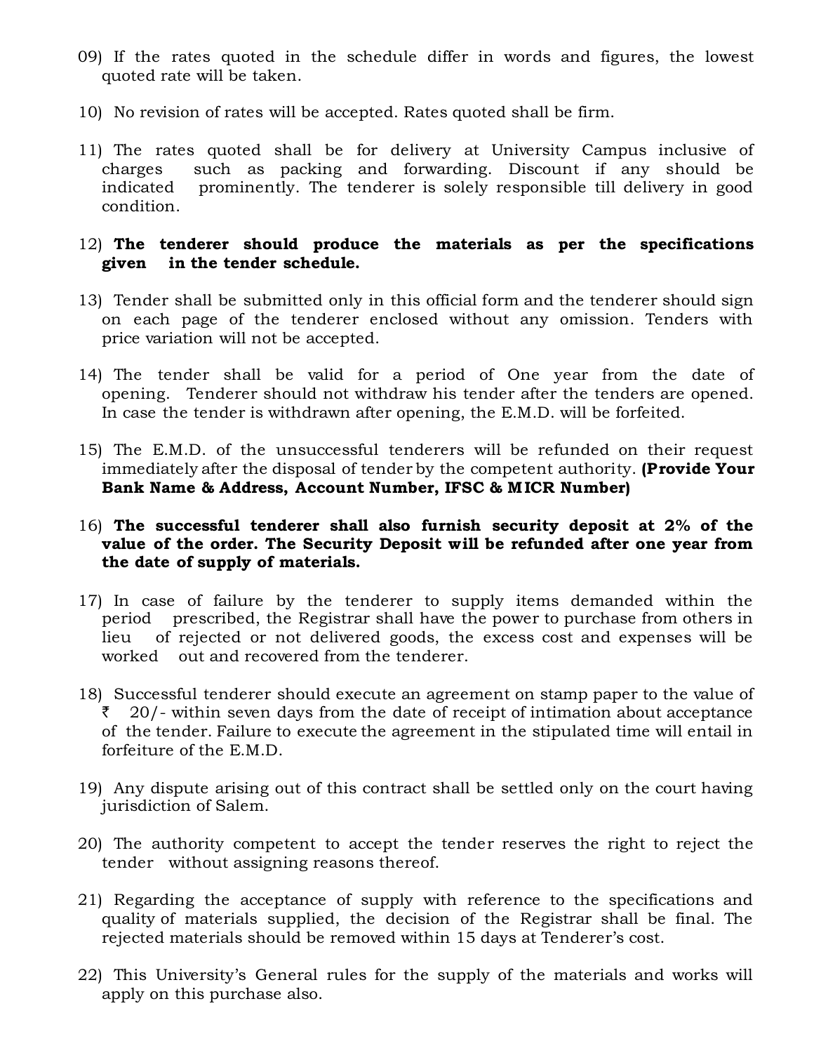09) If the rates quoted in the schedule differ in words and figures, the lowest quoted rate will be taken.

10) No revision of rates will be accepted. Rates quoted shall be firm.

11) The rates quoted shall be for delivery at University Campus inclusive of charges such as packing and forwarding. Discount if any should be indicated prominently. The tenderer is solely responsible till delivery in good condition.

12) **The tenderer should produce the materials as per the specifications given in the tender schedule.**

13) Tender shall be submitted only in this official form and the tenderer should sign on each page of the tenderer enclosed without any omission. Tenders with price variation will not be accepted.

14) The tender shall be valid for a period of One year from the date of opening. Tenderer should not withdraw his tender after the tenders are opened. In case the tender is withdrawn after opening, the E.M.D. will be forfeited.

15) The E.M.D. of the unsuccessful tenderers will be refunded on their request immediately after the disposal of tender by the competent authority. **(Provide Your Bank Name & Address, Account Number, IFSC & MICR Number)**

16) **The successful tenderer shall also furnish security deposit at 2% of the value of the order. The Security Deposit will be refunded after one year from the date of supply of materials.**

17) In case of failure by the tenderer to supply items demanded within the period prescribed, the Registrar shall have the power to purchase from others in lieu of rejected or not delivered goods, the excess cost and expenses will be worked out and recovered from the tenderer.

18) Successful tenderer should execute an agreement on stamp paper to the value of ₹ 20/- within seven days from the date of receipt of intimation about acceptance of the tender. Failure to execute the agreement in the stipulated time will entail in forfeiture of the E.M.D.

19) Any dispute arising out of this contract shall be settled only on the court having jurisdiction of Salem.

20) The authority competent to accept the tender reserves the right to reject the tender without assigning reasons thereof.

21) Regarding the acceptance of supply with reference to the specifications and quality of materials supplied, the decision of the Registrar shall be final. The rejected materials should be removed within 15 days at Tenderer's cost.

22) This University's General rules for the supply of the materials and works will apply on this purchase also.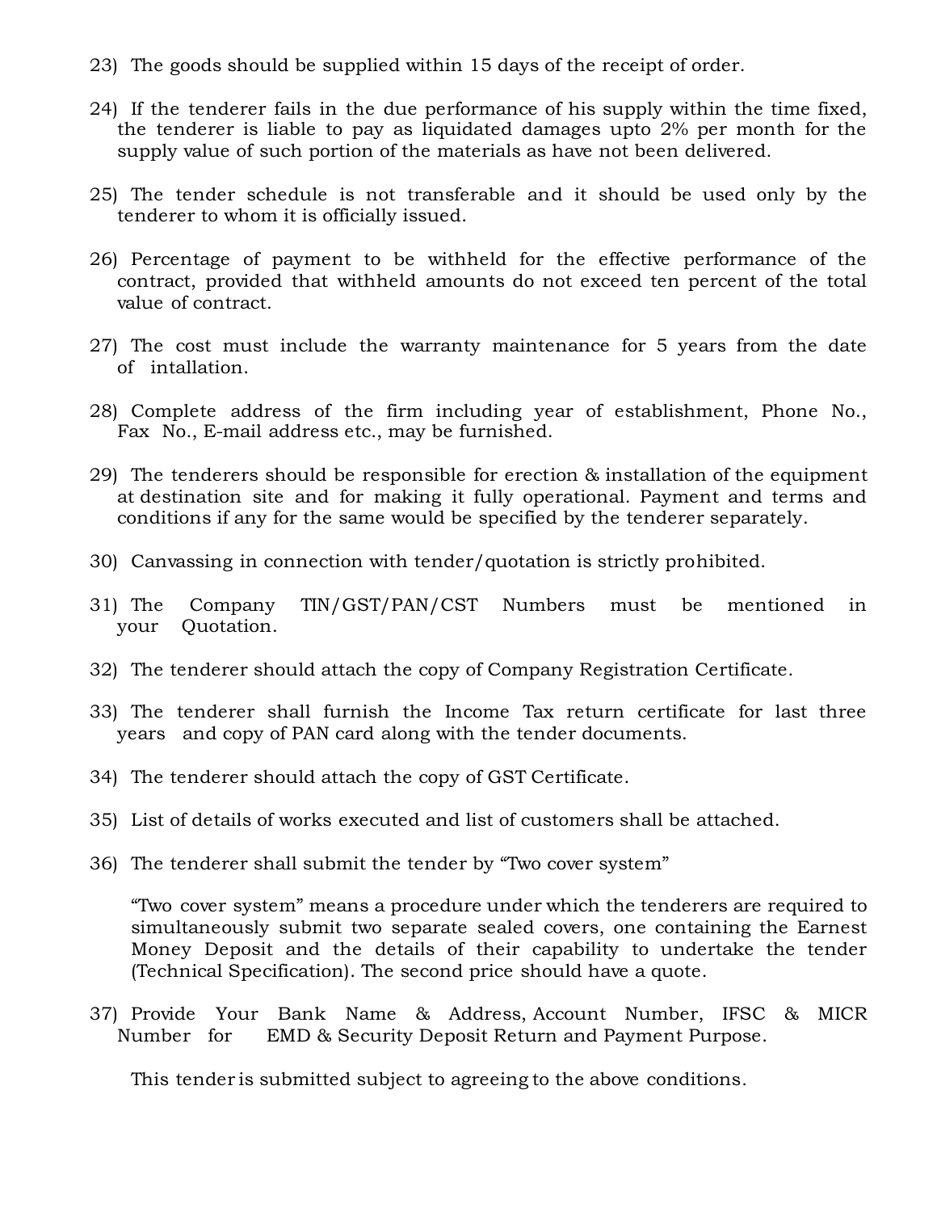23) The goods should be supplied within 15 days of the receipt of order.

24) If the tenderer fails in the due performance of his supply within the time fixed, the tenderer is liable to pay as liquidated damages upto 2% per month for the supply value of such portion of the materials as have not been delivered.

25) The tender schedule is not transferable and it should be used only by the tenderer to whom it is officially issued.

26) Percentage of payment to be withheld for the effective performance of the contract, provided that withheld amounts do not exceed ten percent of the total value of contract.

27) The cost must include the warranty maintenance for 5 years from the date of intallation.

28) Complete address of the firm including year of establishment, Phone No., Fax No., E-mail address etc., may be furnished.

29) The tenderers should be responsible for erection & installation of the equipment at destination site and for making it fully operational. Payment and terms and conditions if any for the same would be specified by the tenderer separately.

30) Canvassing in connection with tender/quotation is strictly prohibited.

31) The Company TIN/GST/PAN/CST Numbers must be mentioned in your Quotation.

32) The tenderer should attach the copy of Company Registration Certificate.

33) The tenderer shall furnish the Income Tax return certificate for last three years and copy of PAN card along with the tender documents.

34) The tenderer should attach the copy of GST Certificate.

35) List of details of works executed and list of customers shall be attached.

36) The tenderer shall submit the tender by "Two cover system"

    "Two cover system" means a procedure under which the tenderers are required to simultaneously submit two separate sealed covers, one containing the Earnest Money Deposit and the details of their capability to undertake the tender (Technical Specification). The second price should have a quote.

37) Provide Your Bank Name & Address, Account Number, IFSC & MICR Number for EMD & Security Deposit Return and Payment Purpose.

This tender is submitted subject to agreeing to the above conditions.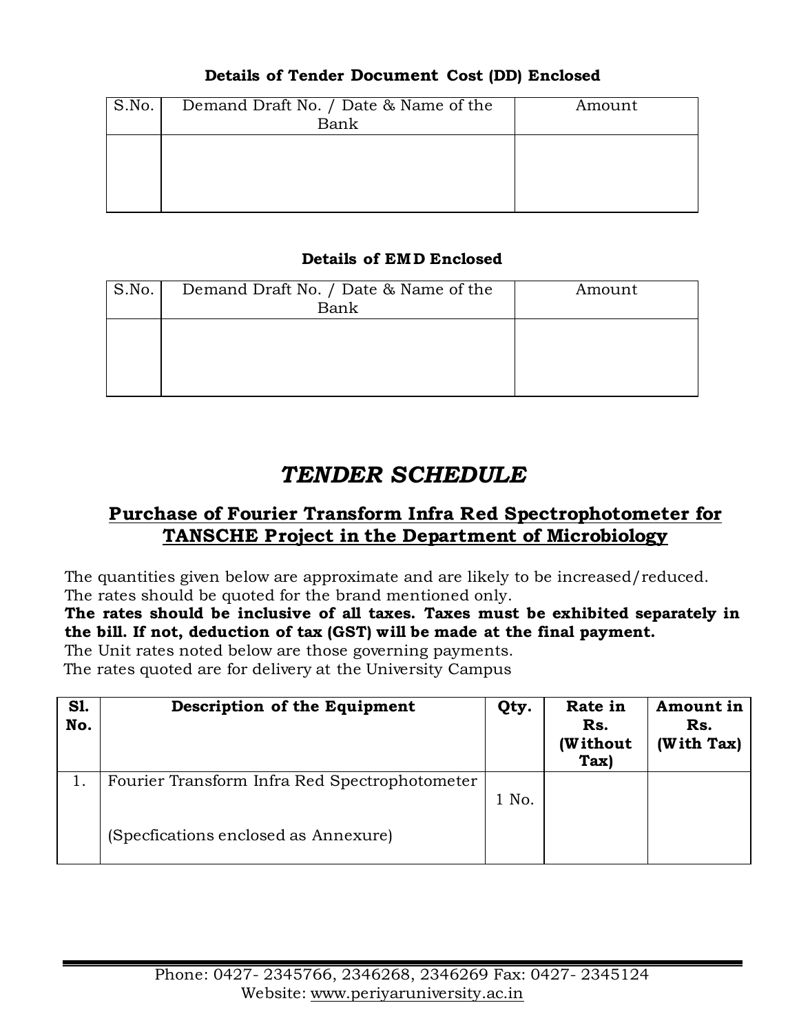**Details of Tender Document Cost (DD) Enclosed**

| S.No. | Demand Draft No. / Date & Name of the Bank | Amount |
|---|---|---|
| | | |

**Details of EMD Enclosed**

| S.No. | Demand Draft No. / Date & Name of the Bank | Amount |
|---|---|---|
| | | |

# *TENDER SCHEDULE*

## Purchase of Fourier Transform Infra Red Spectrophotometer for TANSCHE Project in the Department of Microbiology

The quantities given below are approximate and are likely to be increased/reduced.
The rates should be quoted for the brand mentioned only.
**The rates should be inclusive of all taxes. Taxes must be exhibited separately in the bill. If not, deduction of tax (GST) will be made at the final payment.**
The Unit rates noted below are those governing payments.
The rates quoted are for delivery at the University Campus

| Sl. No. | Description of the Equipment | Qty. | Rate in Rs. (Without Tax) | Amount in Rs. (With Tax) |
|---|---|---|---|---|
| 1. | Fourier Transform Infra Red Spectrophotometer<br><br>(Specfications enclosed as Annexure) | 1 No. | | |

Phone: 0427- 2345766, 2346268, 2346269 Fax: 0427- 2345124
Website: www.periyaruniversity.ac.in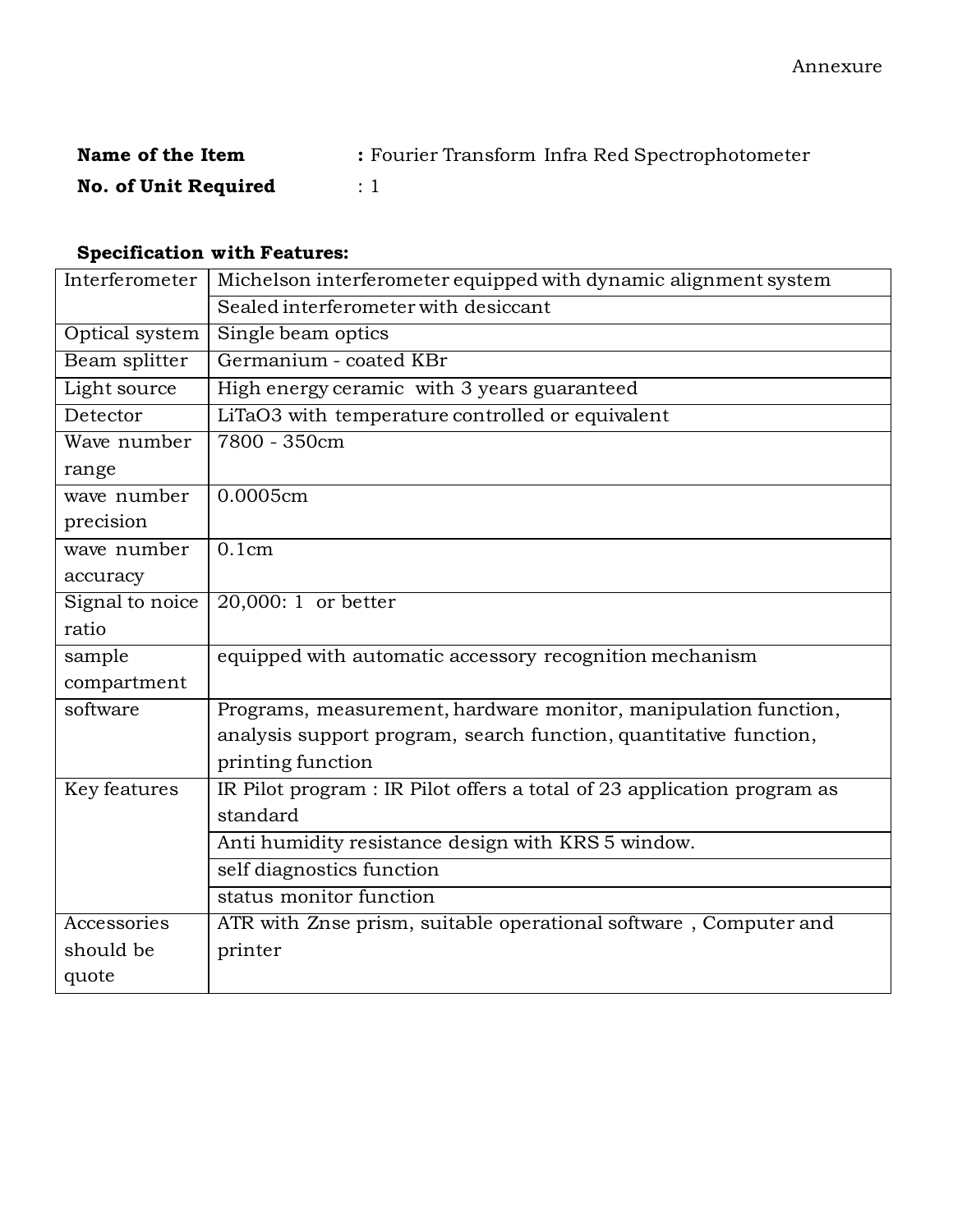Annexure

**Name of the Item** **:** Fourier Transform Infra Red Spectrophotometer

**No. of Unit Required** : 1

**Specification with Features:**

| | |
|---|---|
| Interferometer | Michelson interferometer equipped with dynamic alignment system |
| | Sealed interferometer with desiccant |
| Optical system | Single beam optics |
| Beam splitter | Germanium - coated KBr |
| Light source | High energy ceramic with 3 years guaranteed |
| Detector | $LiTaO_3$ with temperature controlled or equivalent |
| Wave number range | 7800 - 350cm |
| wave number precision | 0.0005cm |
| wave number accuracy | 0.1cm |
| Signal to noice ratio | 20,000: 1 or better |
| sample compartment | equipped with automatic accessory recognition mechanism |
| software | Programs, measurement, hardware monitor, manipulation function, analysis support program, search function, quantitative function, printing function |
| Key features | IR Pilot program : IR Pilot offers a total of 23 application program as standard |
| | Anti humidity resistance design with KRS 5 window. |
| | self diagnostics function |
| | status monitor function |
| Accessories should be quote | ATR with Znse prism, suitable operational software , Computer and printer |